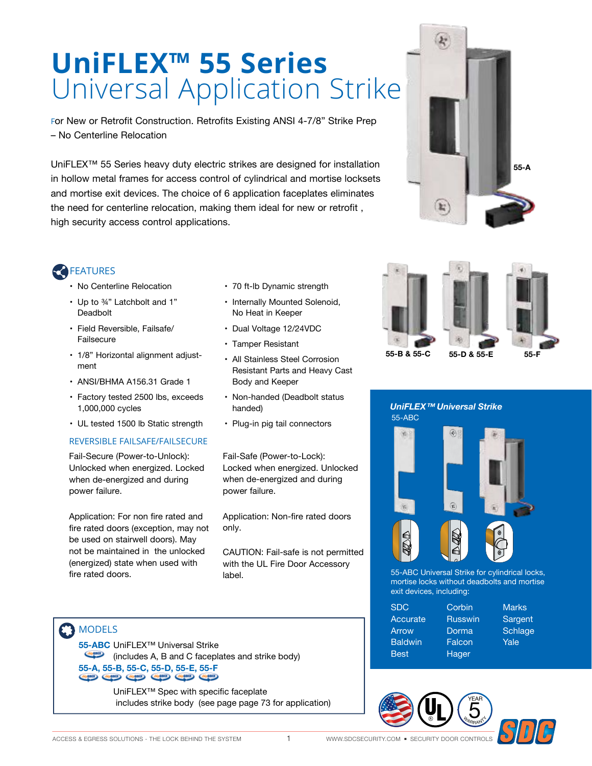# UniFLEX™ 55 Series
## Universal Application Strike

For New or Retrofit Construction. Retrofits Existing ANSI 4-7/8" Strike Prep – No Centerline Relocation

UniFLEX™ 55 Series heavy duty electric strikes are designed for installation in hollow metal frames for access control of cylindrical and mortise locksets and mortise exit devices. The choice of 6 application faceplates eliminates the need for centerline relocation, making them ideal for new or retrofit , high security access control applications.

55-A

### FEATURES

- No Centerline Relocation
- Up to ¾" Latchbolt and 1" Deadbolt
- Field Reversible, Failsafe/ Failsecure
- 1/8" Horizontal alignment adjustment
- ANSI/BHMA A156.31 Grade 1
- Factory tested 2500 lbs, exceeds 1,000,000 cycles
- UL tested 1500 lb Static strength
- 70 ft-lb Dynamic strength
- Internally Mounted Solenoid, No Heat in Keeper
- Dual Voltage 12/24VDC
- Tamper Resistant
- All Stainless Steel Corrosion Resistant Parts and Heavy Cast Body and Keeper
- Non-handed (Deadbolt status handed)
- Plug-in pig tail connectors

### REVERSIBLE FAILSAFE/FAILSECURE

Fail-Secure (Power-to-Unlock): Unlocked when energized. Locked when de-energized and during power failure.

Application: For non fire rated and fire rated doors (exception, may not be used on stairwell doors). May not be maintained in the unlocked (energized) state when used with fire rated doors.

Fail-Safe (Power-to-Lock): Locked when energized. Unlocked when de-energized and during power failure.

Application: Non-fire rated doors only.

CAUTION: Fail-safe is not permitted with the UL Fire Door Accessory label.

55-B & 55-C    55-D & 55-E    55-F

### *UniFLEX™ Universal Strike*

55-ABC

55-ABC Universal Strike for cylindrical locks, mortise locks without deadbolts and mortise exit devices, including:

| | | |
|---|---|---|
| SDC | Corbin | Marks |
| Accurate | Russwin | Sargent |
| Arrow | Dorma | Schlage |
| Baldwin | Falcon | Yale |
| Best | Hager | |

### MODELS

**55-ABC** UniFLEX™ Universal Strike (includes A, B and C faceplates and strike body)

**55-A, 55-B, 55-C, 55-D, 55-E, 55-F**

UniFLEX™ Spec with specific faceplate includes strike body (see page page 73 for application)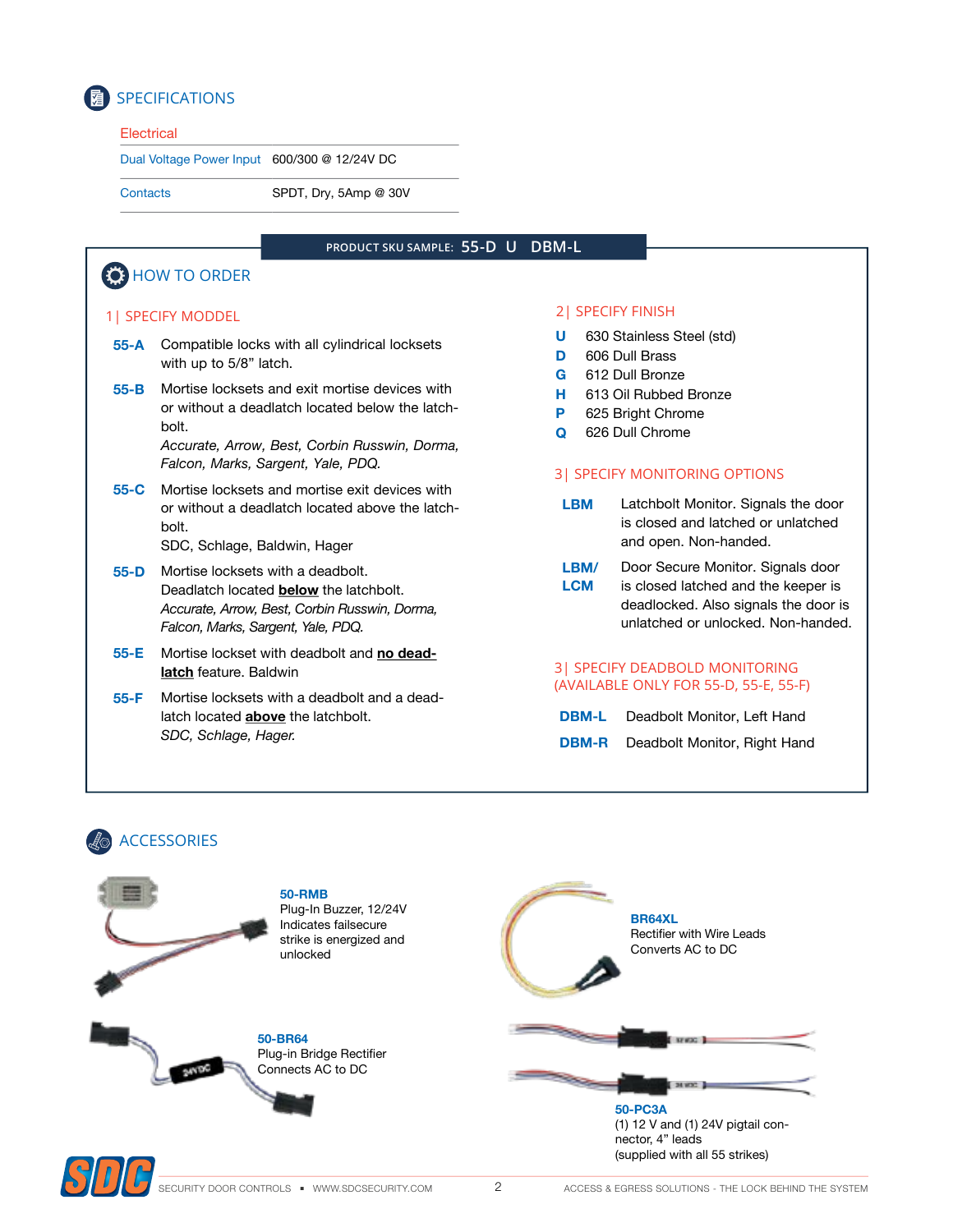## SPECIFICATIONS

**Electrical**

| | |
|---|---|
| Dual Voltage Power Input | 600/300 @ 12/24V DC |
| Contacts | SPDT, Dry, 5Amp @ 30V |

**PRODUCT SKU SAMPLE: 55-D U DBM-L**

## HOW TO ORDER

### 1| SPECIFY MODDEL

**55-A** Compatible locks with all cylindrical locksets with up to 5/8" latch.

**55-B** Mortise locksets and exit mortise devices with or without a deadlatch located below the latch-bolt.
*Accurate, Arrow, Best, Corbin Russwin, Dorma, Falcon, Marks, Sargent, Yale, PDQ.*

**55-C** Mortise locksets and mortise exit devices with or without a deadlatch located above the latch-bolt.
SDC, Schlage, Baldwin, Hager

**55-D** Mortise locksets with a deadbolt. Deadlatch located **below** the latchbolt.
*Accurate, Arrow, Best, Corbin Russwin, Dorma, Falcon, Marks, Sargent, Yale, PDQ.*

**55-E** Mortise lockset with deadbolt and **no deadlatch** feature. Baldwin

**55-F** Mortise locksets with a deadbolt and a deadlatch located **above** the latchbolt.
*SDC, Schlage, Hager.*

### 2| SPECIFY FINISH

- **U** 630 Stainless Steel (std)
- **D** 606 Dull Brass
- **G** 612 Dull Bronze
- **H** 613 Oil Rubbed Bronze
- **P** 625 Bright Chrome
- **Q** 626 Dull Chrome

### 3| SPECIFY MONITORING OPTIONS

**LBM** Latchbolt Monitor. Signals the door is closed and latched or unlatched and open. Non-handed.

**LBM/LCM** Door Secure Monitor. Signals door is closed latched and the keeper is deadlocked. Also signals the door is unlatched or unlocked. Non-handed.

### 3| SPECIFY DEADBOLD MONITORING (AVAILABLE ONLY FOR 55-D, 55-E, 55-F)

**DBM-L** Deadbolt Monitor, Left Hand

**DBM-R** Deadbolt Monitor, Right Hand

## ACCESSORIES

**50-RMB**
Plug-In Buzzer, 12/24V
Indicates failsecure strike is energized and unlocked

**BR64XL**
Rectifier with Wire Leads
Converts AC to DC

**50-BR64**
Plug-in Bridge Rectifier
Connects AC to DC

**50-PC3A**
(1) 12 V and (1) 24V pigtail connector, 4" leads
(supplied with all 55 strikes)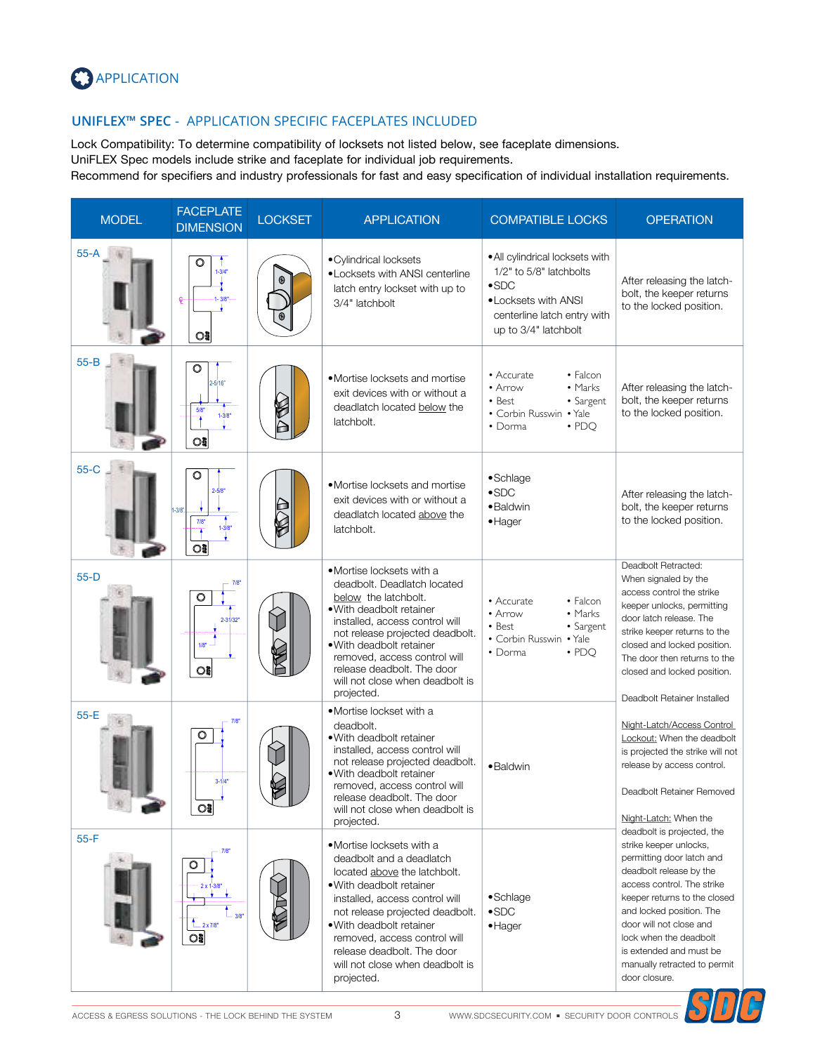## APPLICATION

### UNIFLEX™ SPEC - APPLICATION SPECIFIC FACEPLATES INCLUDED

Lock Compatibility: To determine compatibility of locksets not listed below, see faceplate dimensions.
UniFLEX Spec models include strike and faceplate for individual job requirements.
Recommend for specifiers and industry professionals for fast and easy specification of individual installation requirements.

| MODEL | FACEPLATE DIMENSION | LOCKSET | APPLICATION | COMPATIBLE LOCKS | OPERATION |
|---|---|---|---|---|---|
| 55-A | 1-3/4", 1-3/8" | | • Cylindrical locksets<br>• Locksets with ANSI centerline latch entry lockset with up to 3/4" latchbolt | • All cylindrical locksets with 1/2" to 5/8" latchbolts<br>• SDC<br>• Locksets with ANSI centerline latch entry with up to 3/4" latchbolt | After releasing the latch-bolt, the keeper returns to the locked position. |
| 55-B | 2-5/16", 5/8", 1-3/8" | | • Mortise locksets and mortise exit devices with or without a deadlatch located below the latchbolt. | • Accurate • Arrow • Best • Corbin Russwin • Dorma • Falcon • Marks • Sargent • Yale • PDQ | After releasing the latch-bolt, the keeper returns to the locked position. |
| 55-C | 2-5/8", 1-3/8", 7/8", 1-3/8" | | • Mortise locksets and mortise exit devices with or without a deadlatch located above the latchbolt. | • Schlage<br>• SDC<br>• Baldwin<br>• Hager | After releasing the latch-bolt, the keeper returns to the locked position. |
| 55-D | 7/8", 2-31/32", 1/8" | | • Mortise locksets with a deadbolt. Deadlatch located below the latchbolt.<br>• With deadbolt retainer installed, access control will not release projected deadbolt.<br>• With deadbolt retainer removed, access control will release deadbolt. The door will not close when deadbolt is projected. | • Accurate • Arrow • Best • Corbin Russwin • Dorma • Falcon • Marks • Sargent • Yale • PDQ | Deadbolt Retracted: When signaled by the access control the strike keeper unlocks, permitting door latch release. The strike keeper returns to the closed and locked position. The door then returns to the closed and locked position.<br><br>Deadbolt Retainer Installed<br><br>Night-Latch/Access Control Lockout: When the deadbolt is projected the strike will not release by access control.<br><br>Deadbolt Retainer Removed<br><br>Night-Latch: When the deadbolt is projected, the strike keeper unlocks, permitting door latch and deadbolt release by the access control. The strike keeper returns to the closed and locked position. The door will not close and lock when the deadbolt is extended and must be manually retracted to permit door closure. |
| 55-E | 7/8", 3-1/4" | | • Mortise lockset with a deadbolt.<br>• With deadbolt retainer installed, access control will not release projected deadbolt.<br>• With deadbolt retainer removed, access control will release deadbolt. The door will not close when deadbolt is projected. | • Baldwin | |
| 55-F | 7/8", 2 x 1-3/8", 3/8", 2 x 7/8" | | • Mortise locksets with a deadbolt and a deadlatch located above the latchbolt.<br>• With deadbolt retainer installed, access control will not release projected deadbolt.<br>• With deadbolt retainer removed, access control will release deadbolt. The door will not close when deadbolt is projected. | • Schlage<br>• SDC<br>• Hager | |

ACCESS & EGRESS SOLUTIONS - THE LOCK BEHIND THE SYSTEM ▪ WWW.SDCSECURITY.COM ▪ SECURITY DOOR CONTROLS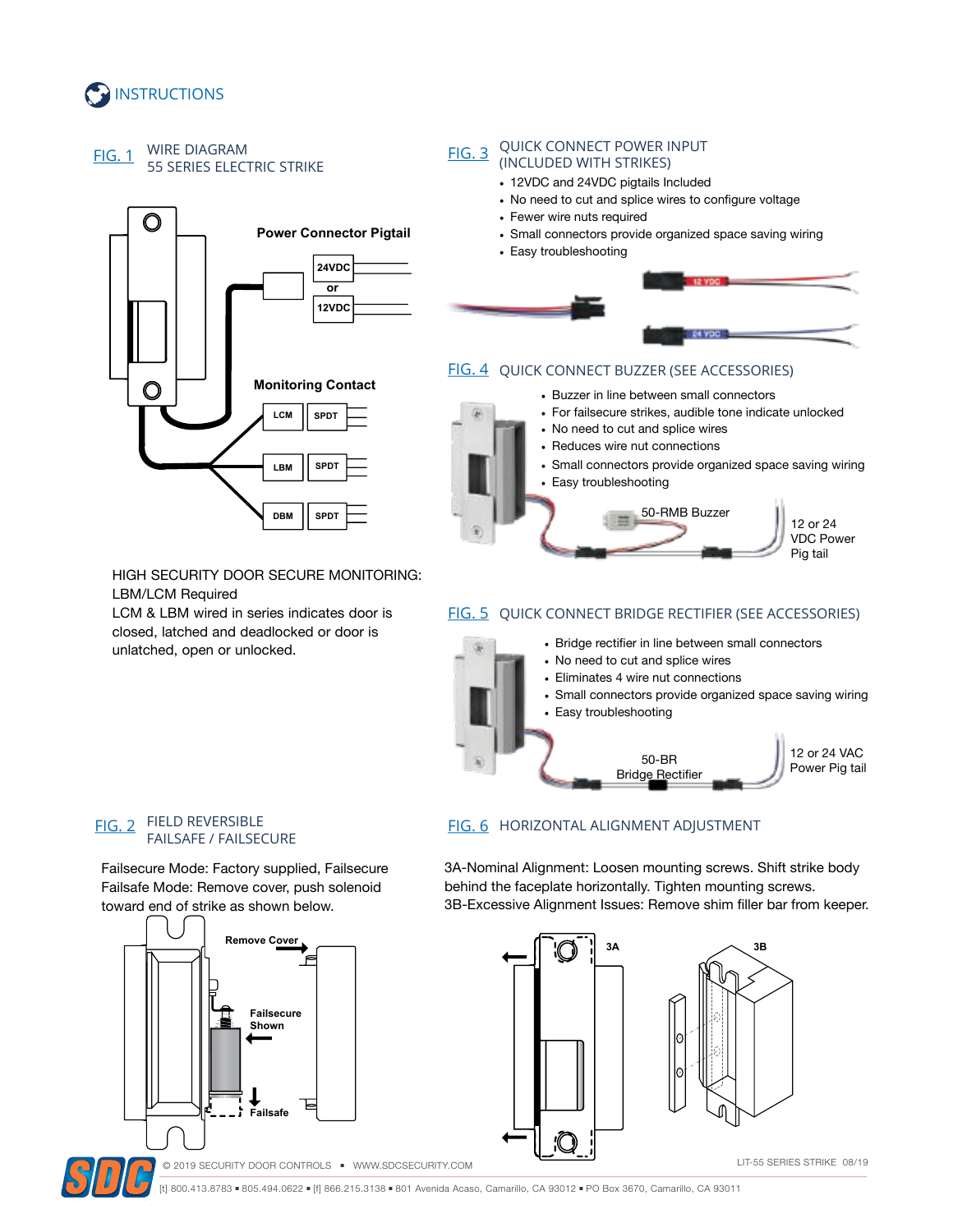# INSTRUCTIONS

## FIG. 1 WIRE DIAGRAM 55 SERIES ELECTRIC STRIKE

Power Connector Pigtail

24VDC
or
12VDC

Monitoring Contact

LCM SPDT

LBM SPDT

DBM SPDT

HIGH SECURITY DOOR SECURE MONITORING:
LBM/LCM Required
LCM & LBM wired in series indicates door is closed, latched and deadlocked or door is unlatched, open or unlocked.

## FIG. 2 FIELD REVERSIBLE FAILSAFE / FAILSECURE

Failsecure Mode: Factory supplied, Failsecure
Failsafe Mode: Remove cover, push solenoid toward end of strike as shown below.

Remove Cover

Failsecure Shown

Failsafe

## FIG. 3 QUICK CONNECT POWER INPUT (INCLUDED WITH STRIKES)

- 12VDC and 24VDC pigtails Included
- No need to cut and splice wires to configure voltage
- Fewer wire nuts required
- Small connectors provide organized space saving wiring
- Easy troubleshooting

12 VDC

24 VDC

## FIG. 4 QUICK CONNECT BUZZER (SEE ACCESSORIES)

- Buzzer in line between small connectors
- For failsecure strikes, audible tone indicate unlocked
- No need to cut and splice wires
- Reduces wire nut connections
- Small connectors provide organized space saving wiring
- Easy troubleshooting

50-RMB Buzzer

12 or 24 VDC Power Pig tail

## FIG. 5 QUICK CONNECT BRIDGE RECTIFIER (SEE ACCESSORIES)

- Bridge rectifier in line between small connectors
- No need to cut and splice wires
- Eliminates 4 wire nut connections
- Small connectors provide organized space saving wiring
- Easy troubleshooting

50-BR Bridge Rectifier

12 or 24 VAC Power Pig tail

## FIG. 6 HORIZONTAL ALIGNMENT ADJUSTMENT

3A-Nominal Alignment: Loosen mounting screws. Shift strike body behind the faceplate horizontally. Tighten mounting screws.
3B-Excessive Alignment Issues: Remove shim filler bar from keeper.

3A

3B

© 2019 SECURITY DOOR CONTROLS ▪ WWW.SDCSECURITY.COM

LIT-55 SERIES STRIKE 08/19

[t] 800.413.8783 ▪ 805.494.0622 ▪ [f] 866.215.3138 ▪ 801 Avenida Acaso, Camarillo, CA 93012 ▪ PO Box 3670, Camarillo, CA 93011